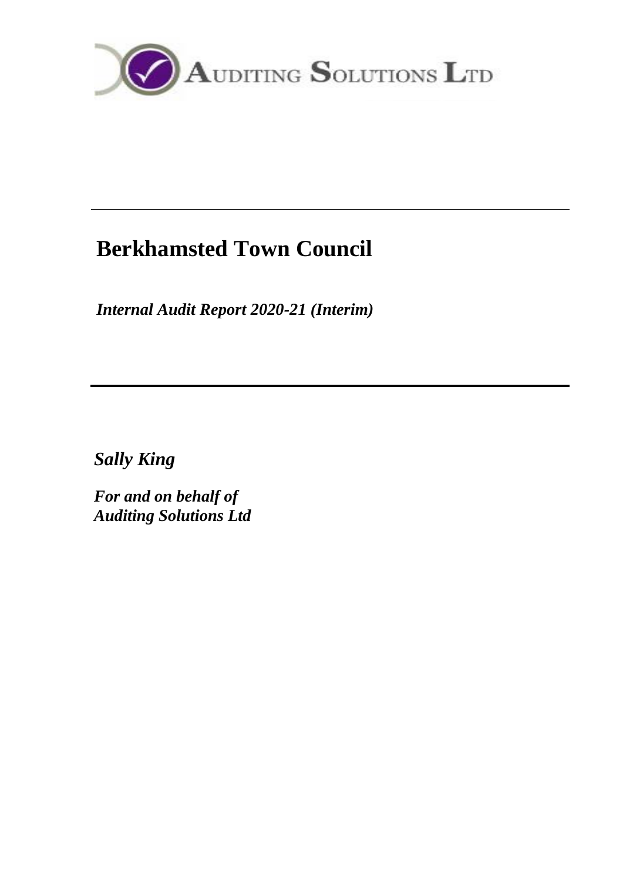AUDITING SOLUTIONS LTD

---

# Berkhamsted Town Council

***Internal Audit Report 2020-21 (Interim)***

---

***Sally King***

***For and on behalf of***
***Auditing Solutions Ltd***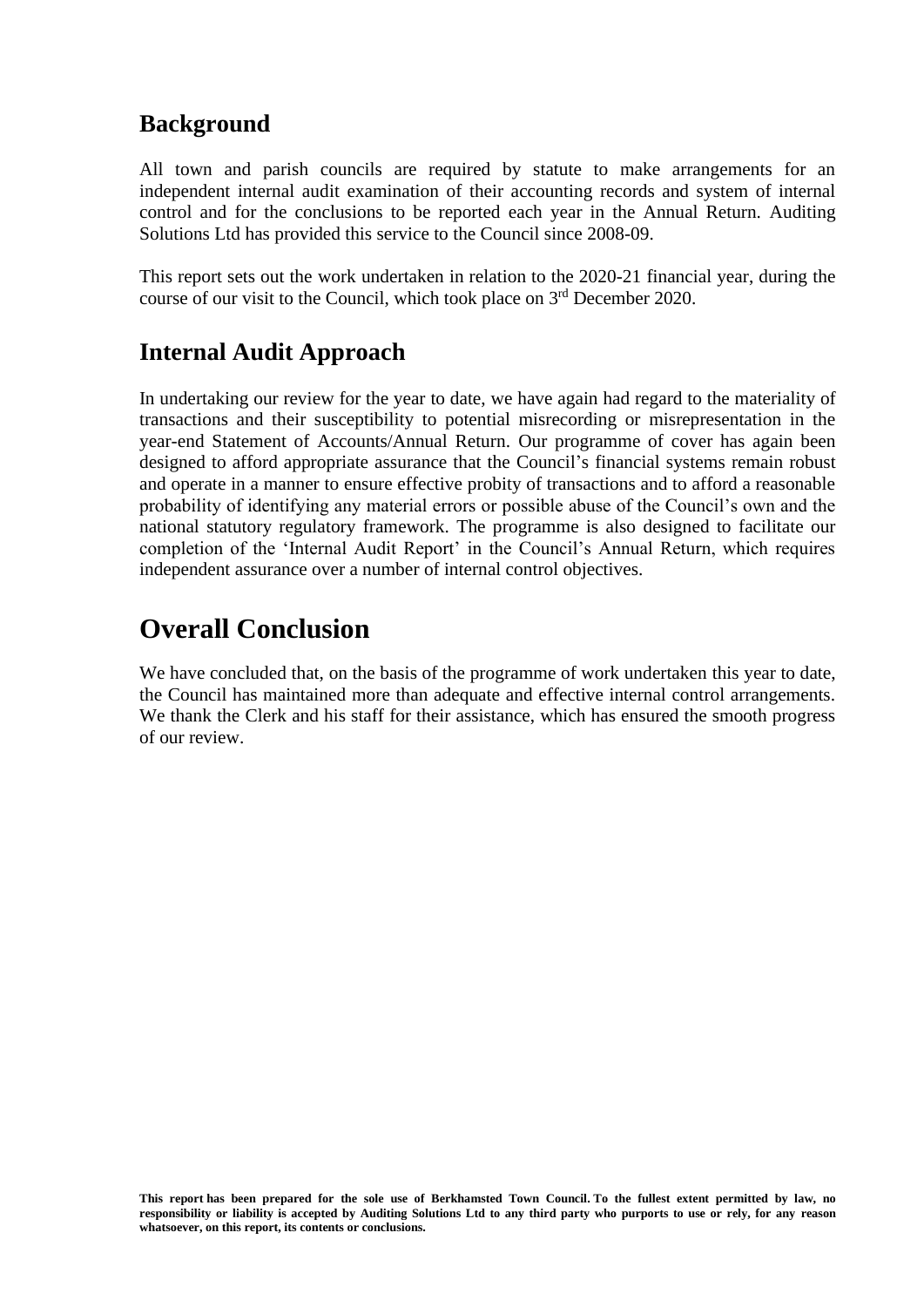## Background

All town and parish councils are required by statute to make arrangements for an independent internal audit examination of their accounting records and system of internal control and for the conclusions to be reported each year in the Annual Return. Auditing Solutions Ltd has provided this service to the Council since 2008-09.

This report sets out the work undertaken in relation to the 2020-21 financial year, during the course of our visit to the Council, which took place on 3rd December 2020.

## Internal Audit Approach

In undertaking our review for the year to date, we have again had regard to the materiality of transactions and their susceptibility to potential misrecording or misrepresentation in the year-end Statement of Accounts/Annual Return. Our programme of cover has again been designed to afford appropriate assurance that the Council's financial systems remain robust and operate in a manner to ensure effective probity of transactions and to afford a reasonable probability of identifying any material errors or possible abuse of the Council's own and the national statutory regulatory framework. The programme is also designed to facilitate our completion of the 'Internal Audit Report' in the Council's Annual Return, which requires independent assurance over a number of internal control objectives.

# Overall Conclusion

We have concluded that, on the basis of the programme of work undertaken this year to date, the Council has maintained more than adequate and effective internal control arrangements. We thank the Clerk and his staff for their assistance, which has ensured the smooth progress of our review.

**This report has been prepared for the sole use of Berkhamsted Town Council. To the fullest extent permitted by law, no responsibility or liability is accepted by Auditing Solutions Ltd to any third party who purports to use or rely, for any reason whatsoever, on this report, its contents or conclusions.**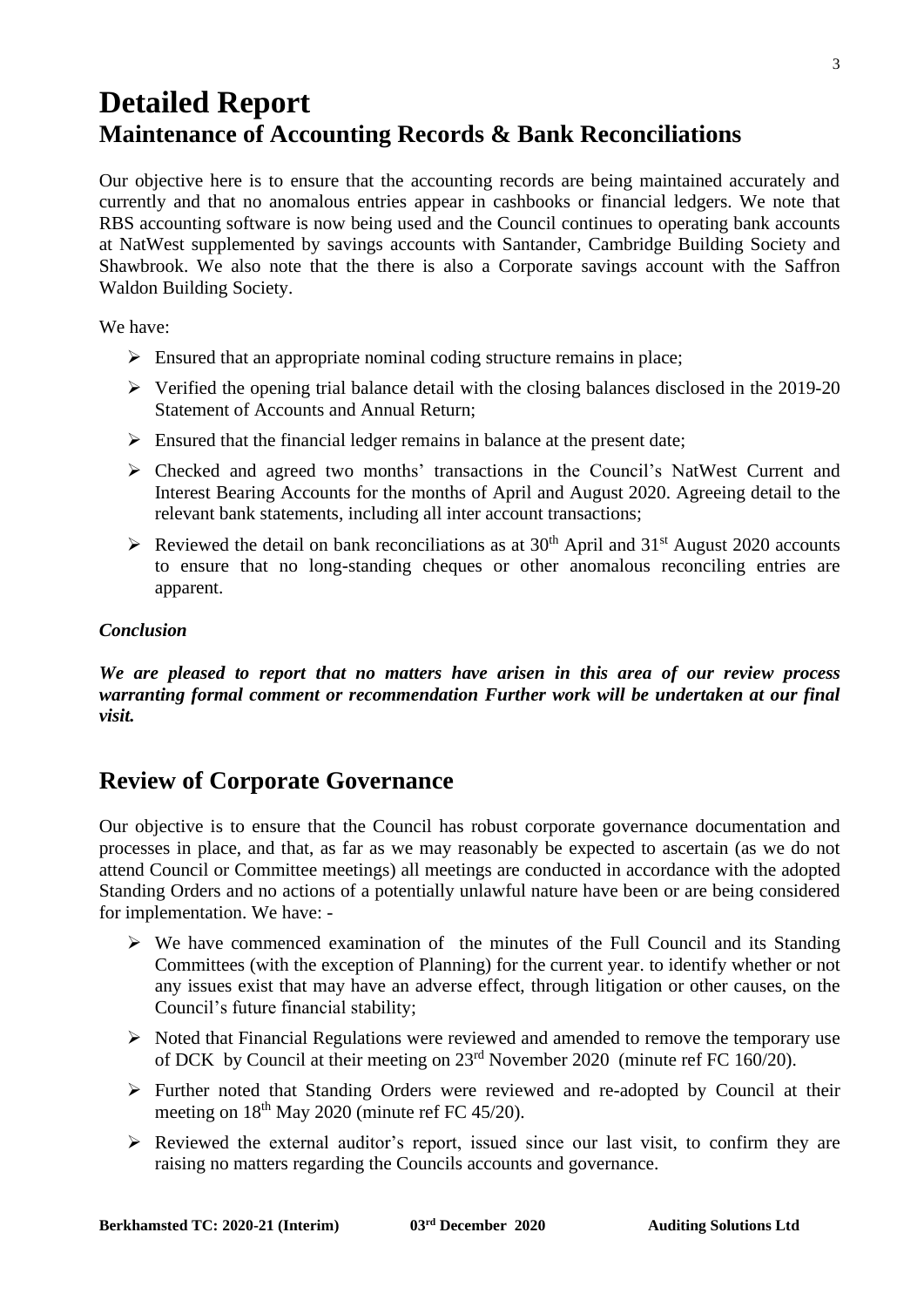# Detailed Report

## Maintenance of Accounting Records & Bank Reconciliations

Our objective here is to ensure that the accounting records are being maintained accurately and currently and that no anomalous entries appear in cashbooks or financial ledgers. We note that RBS accounting software is now being used and the Council continues to operating bank accounts at NatWest supplemented by savings accounts with Santander, Cambridge Building Society and Shawbrook. We also note that the there is also a Corporate savings account with the Saffron Waldon Building Society.

We have:

- Ensured that an appropriate nominal coding structure remains in place;
- Verified the opening trial balance detail with the closing balances disclosed in the 2019-20 Statement of Accounts and Annual Return;
- Ensured that the financial ledger remains in balance at the present date;
- Checked and agreed two months' transactions in the Council's NatWest Current and Interest Bearing Accounts for the months of April and August 2020. Agreeing detail to the relevant bank statements, including all inter account transactions;
- Reviewed the detail on bank reconciliations as at 30th April and 31st August 2020 accounts to ensure that no long-standing cheques or other anomalous reconciling entries are apparent.

***Conclusion***

***We are pleased to report that no matters have arisen in this area of our review process warranting formal comment or recommendation Further work will be undertaken at our final visit.***

## Review of Corporate Governance

Our objective is to ensure that the Council has robust corporate governance documentation and processes in place, and that, as far as we may reasonably be expected to ascertain (as we do not attend Council or Committee meetings) all meetings are conducted in accordance with the adopted Standing Orders and no actions of a potentially unlawful nature have been or are being considered for implementation. We have: -

- We have commenced examination of the minutes of the Full Council and its Standing Committees (with the exception of Planning) for the current year. to identify whether or not any issues exist that may have an adverse effect, through litigation or other causes, on the Council's future financial stability;
- Noted that Financial Regulations were reviewed and amended to remove the temporary use of DCK by Council at their meeting on 23rd November 2020 (minute ref FC 160/20).
- Further noted that Standing Orders were reviewed and re-adopted by Council at their meeting on 18th May 2020 (minute ref FC 45/20).
- Reviewed the external auditor's report, issued since our last visit, to confirm they are raising no matters regarding the Councils accounts and governance.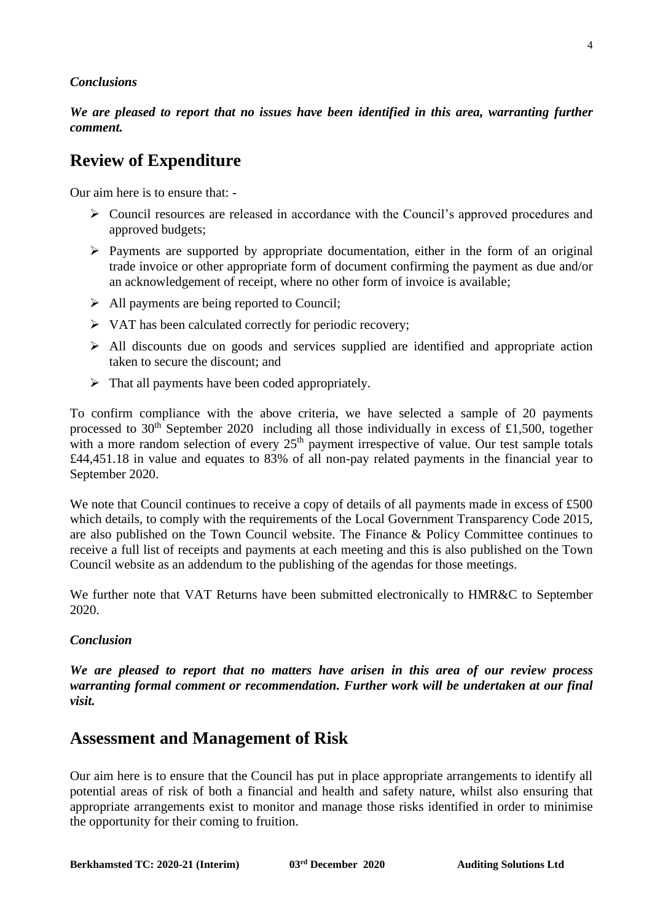***Conclusions***

***We are pleased to report that no issues have been identified in this area, warranting further comment.***

## Review of Expenditure

Our aim here is to ensure that: -

- Council resources are released in accordance with the Council's approved procedures and approved budgets;
- Payments are supported by appropriate documentation, either in the form of an original trade invoice or other appropriate form of document confirming the payment as due and/or an acknowledgement of receipt, where no other form of invoice is available;
- All payments are being reported to Council;
- VAT has been calculated correctly for periodic recovery;
- All discounts due on goods and services supplied are identified and appropriate action taken to secure the discount; and
- That all payments have been coded appropriately.

To confirm compliance with the above criteria, we have selected a sample of 20 payments processed to 30th September 2020 including all those individually in excess of £1,500, together with a more random selection of every 25th payment irrespective of value. Our test sample totals £44,451.18 in value and equates to 83% of all non-pay related payments in the financial year to September 2020.

We note that Council continues to receive a copy of details of all payments made in excess of £500 which details, to comply with the requirements of the Local Government Transparency Code 2015, are also published on the Town Council website. The Finance & Policy Committee continues to receive a full list of receipts and payments at each meeting and this is also published on the Town Council website as an addendum to the publishing of the agendas for those meetings.

We further note that VAT Returns have been submitted electronically to HMR&C to September 2020.

***Conclusion***

***We are pleased to report that no matters have arisen in this area of our review process warranting formal comment or recommendation. Further work will be undertaken at our final visit.***

## Assessment and Management of Risk

Our aim here is to ensure that the Council has put in place appropriate arrangements to identify all potential areas of risk of both a financial and health and safety nature, whilst also ensuring that appropriate arrangements exist to monitor and manage those risks identified in order to minimise the opportunity for their coming to fruition.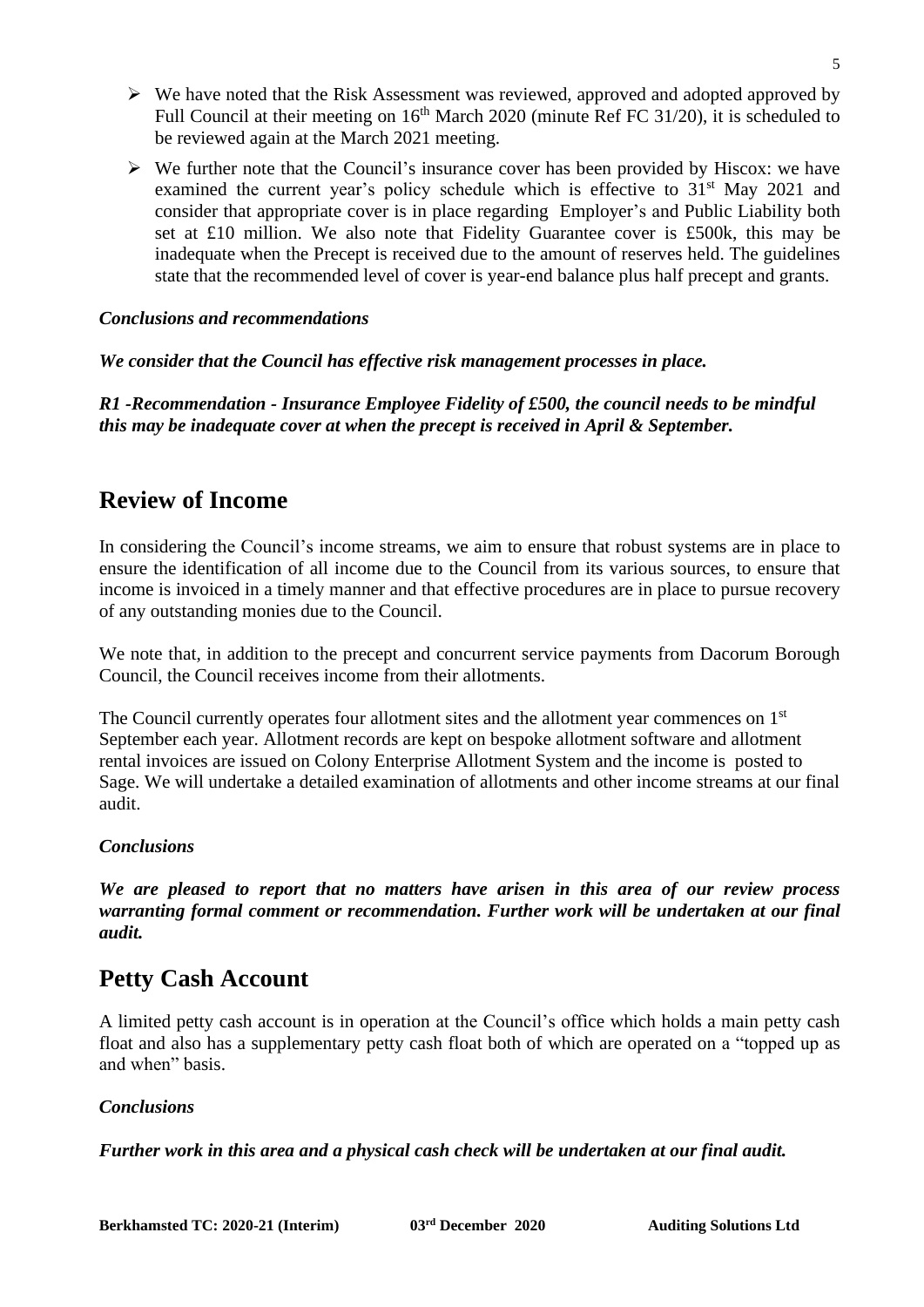- We have noted that the Risk Assessment was reviewed, approved and adopted approved by Full Council at their meeting on 16th March 2020 (minute Ref FC 31/20), it is scheduled to be reviewed again at the March 2021 meeting.
- We further note that the Council's insurance cover has been provided by Hiscox: we have examined the current year's policy schedule which is effective to 31st May 2021 and consider that appropriate cover is in place regarding Employer's and Public Liability both set at £10 million. We also note that Fidelity Guarantee cover is £500k, this may be inadequate when the Precept is received due to the amount of reserves held. The guidelines state that the recommended level of cover is year-end balance plus half precept and grants.

***Conclusions and recommendations***

***We consider that the Council has effective risk management processes in place.***

***R1 -Recommendation - Insurance Employee Fidelity of £500, the council needs to be mindful this may be inadequate cover at when the precept is received in April & September.***

## Review of Income

In considering the Council's income streams, we aim to ensure that robust systems are in place to ensure the identification of all income due to the Council from its various sources, to ensure that income is invoiced in a timely manner and that effective procedures are in place to pursue recovery of any outstanding monies due to the Council.

We note that, in addition to the precept and concurrent service payments from Dacorum Borough Council, the Council receives income from their allotments.

The Council currently operates four allotment sites and the allotment year commences on 1st September each year. Allotment records are kept on bespoke allotment software and allotment rental invoices are issued on Colony Enterprise Allotment System and the income is posted to Sage. We will undertake a detailed examination of allotments and other income streams at our final audit.

***Conclusions***

***We are pleased to report that no matters have arisen in this area of our review process warranting formal comment or recommendation. Further work will be undertaken at our final audit.***

## Petty Cash Account

A limited petty cash account is in operation at the Council's office which holds a main petty cash float and also has a supplementary petty cash float both of which are operated on a "topped up as and when" basis.

***Conclusions***

***Further work in this area and a physical cash check will be undertaken at our final audit.***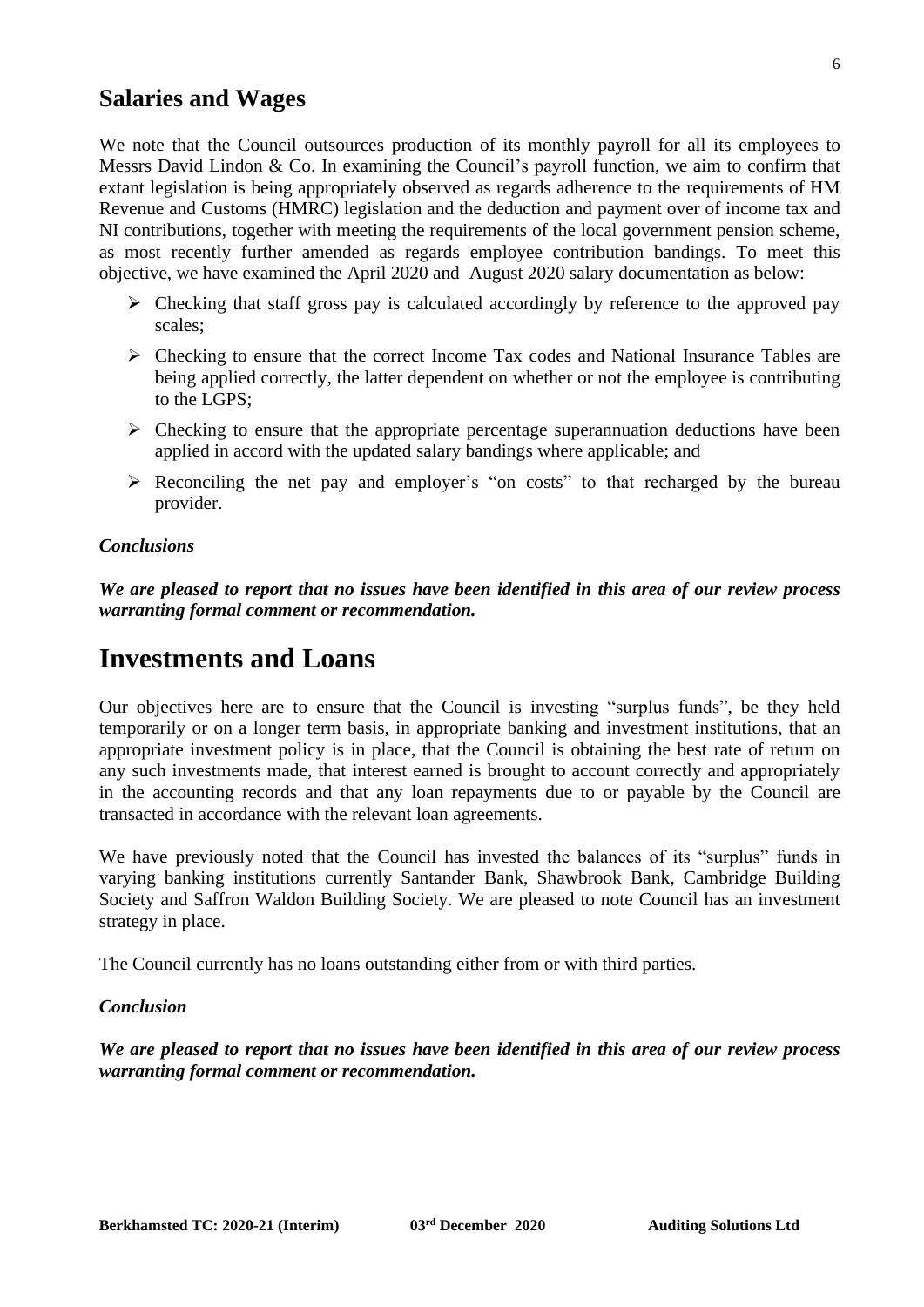## Salaries and Wages

We note that the Council outsources production of its monthly payroll for all its employees to Messrs David Lindon & Co. In examining the Council's payroll function, we aim to confirm that extant legislation is being appropriately observed as regards adherence to the requirements of HM Revenue and Customs (HMRC) legislation and the deduction and payment over of income tax and NI contributions, together with meeting the requirements of the local government pension scheme, as most recently further amended as regards employee contribution bandings. To meet this objective, we have examined the April 2020 and August 2020 salary documentation as below:

- Checking that staff gross pay is calculated accordingly by reference to the approved pay scales;
- Checking to ensure that the correct Income Tax codes and National Insurance Tables are being applied correctly, the latter dependent on whether or not the employee is contributing to the LGPS;
- Checking to ensure that the appropriate percentage superannuation deductions have been applied in accord with the updated salary bandings where applicable; and
- Reconciling the net pay and employer's "on costs" to that recharged by the bureau provider.

### *Conclusions*

***We are pleased to report that no issues have been identified in this area of our review process warranting formal comment or recommendation.***

# Investments and Loans

Our objectives here are to ensure that the Council is investing "surplus funds", be they held temporarily or on a longer term basis, in appropriate banking and investment institutions, that an appropriate investment policy is in place, that the Council is obtaining the best rate of return on any such investments made, that interest earned is brought to account correctly and appropriately in the accounting records and that any loan repayments due to or payable by the Council are transacted in accordance with the relevant loan agreements.

We have previously noted that the Council has invested the balances of its "surplus" funds in varying banking institutions currently Santander Bank, Shawbrook Bank, Cambridge Building Society and Saffron Waldon Building Society. We are pleased to note Council has an investment strategy in place.

The Council currently has no loans outstanding either from or with third parties.

### *Conclusion*

***We are pleased to report that no issues have been identified in this area of our review process warranting formal comment or recommendation.***